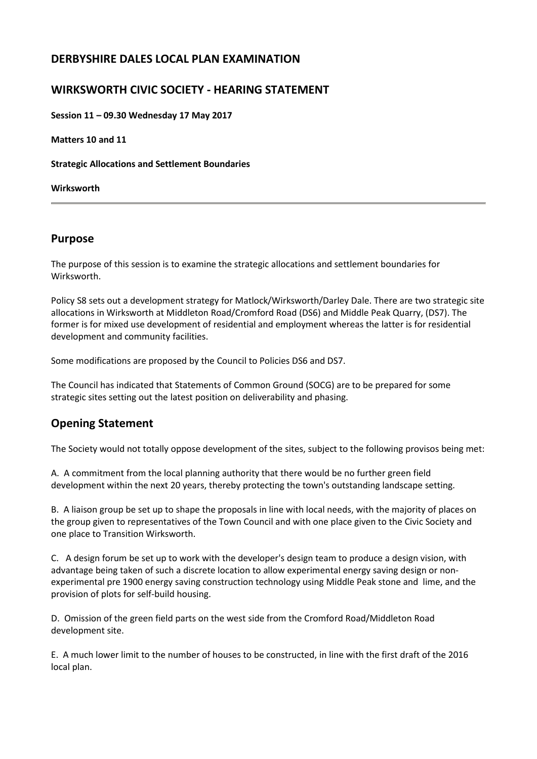## DERBYSHIRE DALES LOCAL PLAN EXAMINATION

## WIRKSWORTH CIVIC SOCIETY - HEARING STATEMENT

**Session 11 – 09.30 Wednesday 17 May 2017**

**Matters 10 and 11**

**Strategic Allocations and Settlement Boundaries**

**Wirksworth**

---

## Purpose

The purpose of this session is to examine the strategic allocations and settlement boundaries for Wirksworth.

Policy S8 sets out a development strategy for Matlock/Wirksworth/Darley Dale. There are two strategic site allocations in Wirksworth at Middleton Road/Cromford Road (DS6) and Middle Peak Quarry, (DS7). The former is for mixed use development of residential and employment whereas the latter is for residential development and community facilities.

Some modifications are proposed by the Council to Policies DS6 and DS7.

The Council has indicated that Statements of Common Ground (SOCG) are to be prepared for some strategic sites setting out the latest position on deliverability and phasing.

## Opening Statement

The Society would not totally oppose development of the sites, subject to the following provisos being met:

A. A commitment from the local planning authority that there would be no further green field development within the next 20 years, thereby protecting the town's outstanding landscape setting.

B. A liaison group be set up to shape the proposals in line with local needs, with the majority of places on the group given to representatives of the Town Council and with one place given to the Civic Society and one place to Transition Wirksworth.

C. A design forum be set up to work with the developer's design team to produce a design vision, with advantage being taken of such a discrete location to allow experimental energy saving design or non-experimental pre 1900 energy saving construction technology using Middle Peak stone and lime, and the provision of plots for self-build housing.

D. Omission of the green field parts on the west side from the Cromford Road/Middleton Road development site.

E. A much lower limit to the number of houses to be constructed, in line with the first draft of the 2016 local plan.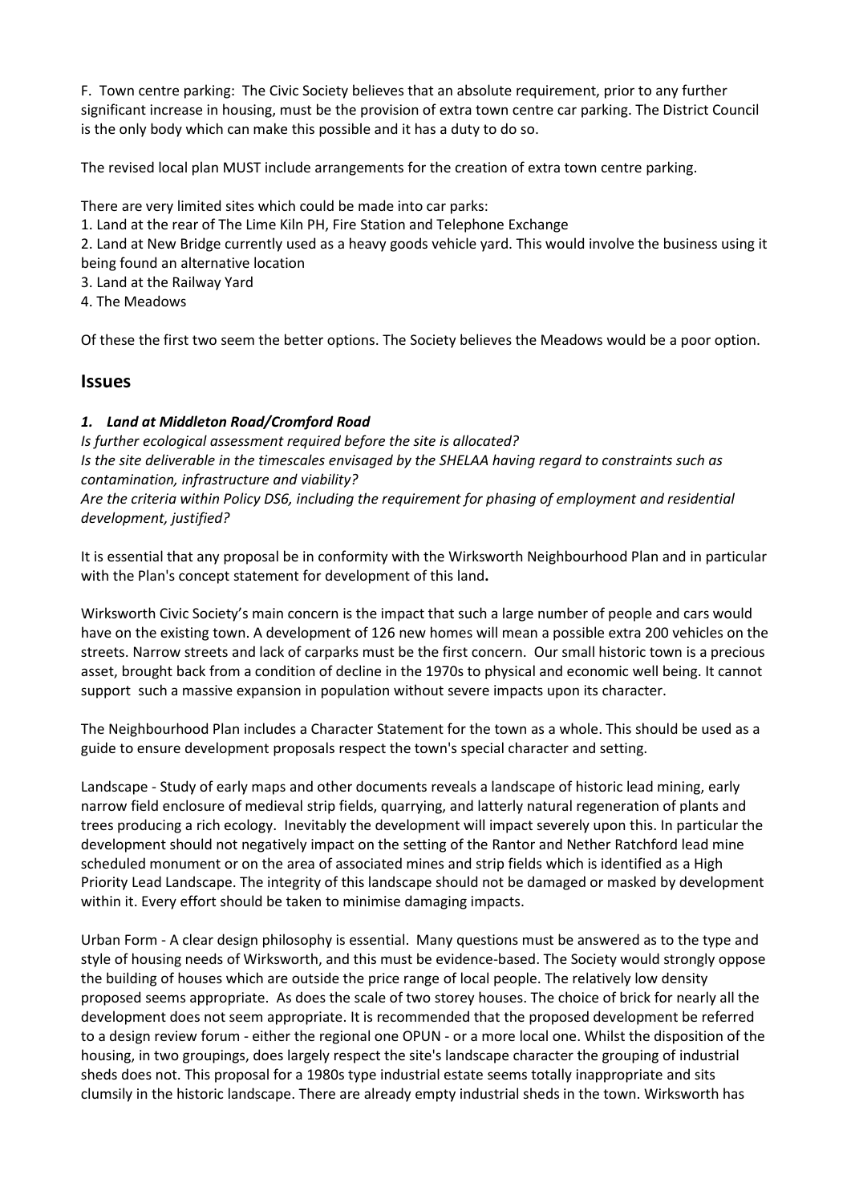F. Town centre parking: The Civic Society believes that an absolute requirement, prior to any further significant increase in housing, must be the provision of extra town centre car parking. The District Council is the only body which can make this possible and it has a duty to do so.

The revised local plan MUST include arrangements for the creation of extra town centre parking.

There are very limited sites which could be made into car parks:

1. Land at the rear of The Lime Kiln PH, Fire Station and Telephone Exchange
2. Land at New Bridge currently used as a heavy goods vehicle yard. This would involve the business using it being found an alternative location
3. Land at the Railway Yard
4. The Meadows

Of these the first two seem the better options. The Society believes the Meadows would be a poor option.

## Issues

### *1. Land at Middleton Road/Cromford Road*

*Is further ecological assessment required before the site is allocated?*
*Is the site deliverable in the timescales envisaged by the SHELAA having regard to constraints such as contamination, infrastructure and viability?*
*Are the criteria within Policy DS6, including the requirement for phasing of employment and residential development, justified?*

It is essential that any proposal be in conformity with the Wirksworth Neighbourhood Plan and in particular with the Plan's concept statement for development of this land**.**

Wirksworth Civic Society's main concern is the impact that such a large number of people and cars would have on the existing town. A development of 126 new homes will mean a possible extra 200 vehicles on the streets. Narrow streets and lack of carparks must be the first concern. Our small historic town is a precious asset, brought back from a condition of decline in the 1970s to physical and economic well being. It cannot support such a massive expansion in population without severe impacts upon its character.

The Neighbourhood Plan includes a Character Statement for the town as a whole. This should be used as a guide to ensure development proposals respect the town's special character and setting.

Landscape - Study of early maps and other documents reveals a landscape of historic lead mining, early narrow field enclosure of medieval strip fields, quarrying, and latterly natural regeneration of plants and trees producing a rich ecology. Inevitably the development will impact severely upon this. In particular the development should not negatively impact on the setting of the Rantor and Nether Ratchford lead mine scheduled monument or on the area of associated mines and strip fields which is identified as a High Priority Lead Landscape. The integrity of this landscape should not be damaged or masked by development within it. Every effort should be taken to minimise damaging impacts.

Urban Form - A clear design philosophy is essential. Many questions must be answered as to the type and style of housing needs of Wirksworth, and this must be evidence-based. The Society would strongly oppose the building of houses which are outside the price range of local people. The relatively low density proposed seems appropriate. As does the scale of two storey houses. The choice of brick for nearly all the development does not seem appropriate. It is recommended that the proposed development be referred to a design review forum - either the regional one OPUN - or a more local one. Whilst the disposition of the housing, in two groupings, does largely respect the site's landscape character the grouping of industrial sheds does not. This proposal for a 1980s type industrial estate seems totally inappropriate and sits clumsily in the historic landscape. There are already empty industrial sheds in the town. Wirksworth has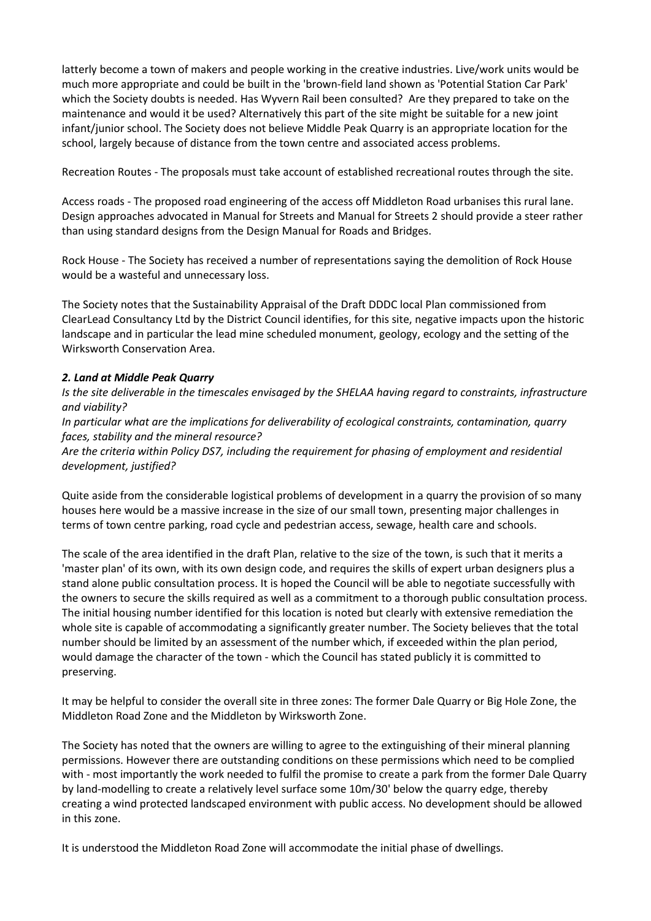latterly become a town of makers and people working in the creative industries. Live/work units would be much more appropriate and could be built in the 'brown-field land shown as 'Potential Station Car Park' which the Society doubts is needed. Has Wyvern Rail been consulted? Are they prepared to take on the maintenance and would it be used? Alternatively this part of the site might be suitable for a new joint infant/junior school. The Society does not believe Middle Peak Quarry is an appropriate location for the school, largely because of distance from the town centre and associated access problems.

Recreation Routes - The proposals must take account of established recreational routes through the site.

Access roads - The proposed road engineering of the access off Middleton Road urbanises this rural lane. Design approaches advocated in Manual for Streets and Manual for Streets 2 should provide a steer rather than using standard designs from the Design Manual for Roads and Bridges.

Rock House - The Society has received a number of representations saying the demolition of Rock House would be a wasteful and unnecessary loss.

The Society notes that the Sustainability Appraisal of the Draft DDDC local Plan commissioned from ClearLead Consultancy Ltd by the District Council identifies, for this site, negative impacts upon the historic landscape and in particular the lead mine scheduled monument, geology, ecology and the setting of the Wirksworth Conservation Area.

***2. Land at Middle Peak Quarry***

*Is the site deliverable in the timescales envisaged by the SHELAA having regard to constraints, infrastructure and viability?*

*In particular what are the implications for deliverability of ecological constraints, contamination, quarry faces, stability and the mineral resource?*

*Are the criteria within Policy DS7, including the requirement for phasing of employment and residential development, justified?*

Quite aside from the considerable logistical problems of development in a quarry the provision of so many houses here would be a massive increase in the size of our small town, presenting major challenges in terms of town centre parking, road cycle and pedestrian access, sewage, health care and schools.

The scale of the area identified in the draft Plan, relative to the size of the town, is such that it merits a 'master plan' of its own, with its own design code, and requires the skills of expert urban designers plus a stand alone public consultation process. It is hoped the Council will be able to negotiate successfully with the owners to secure the skills required as well as a commitment to a thorough public consultation process. The initial housing number identified for this location is noted but clearly with extensive remediation the whole site is capable of accommodating a significantly greater number. The Society believes that the total number should be limited by an assessment of the number which, if exceeded within the plan period, would damage the character of the town - which the Council has stated publicly it is committed to preserving.

It may be helpful to consider the overall site in three zones: The former Dale Quarry or Big Hole Zone, the Middleton Road Zone and the Middleton by Wirksworth Zone.

The Society has noted that the owners are willing to agree to the extinguishing of their mineral planning permissions. However there are outstanding conditions on these permissions which need to be complied with - most importantly the work needed to fulfil the promise to create a park from the former Dale Quarry by land-modelling to create a relatively level surface some 10m/30' below the quarry edge, thereby creating a wind protected landscaped environment with public access. No development should be allowed in this zone.

It is understood the Middleton Road Zone will accommodate the initial phase of dwellings.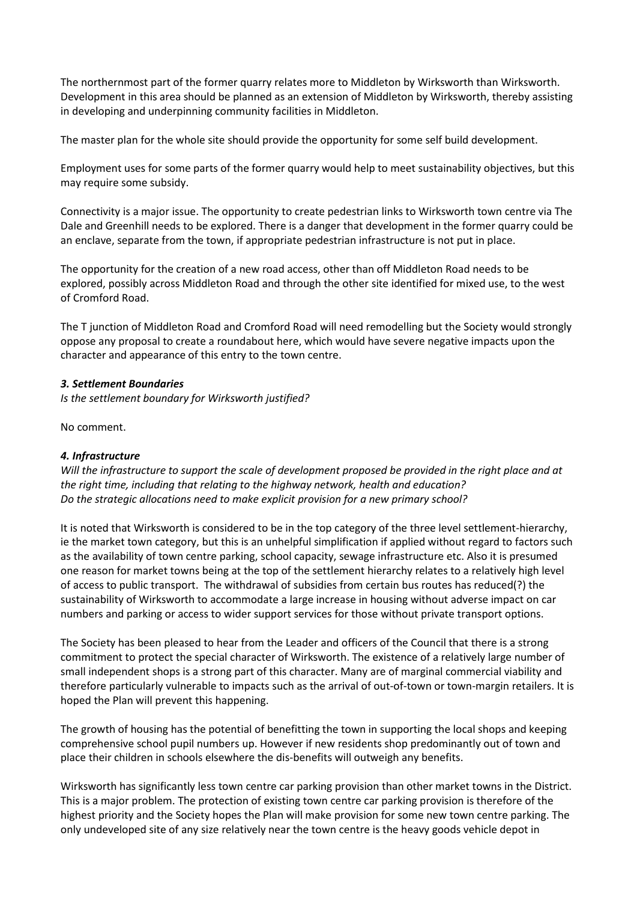The northernmost part of the former quarry relates more to Middleton by Wirksworth than Wirksworth. Development in this area should be planned as an extension of Middleton by Wirksworth, thereby assisting in developing and underpinning community facilities in Middleton.

The master plan for the whole site should provide the opportunity for some self build development.

Employment uses for some parts of the former quarry would help to meet sustainability objectives, but this may require some subsidy.

Connectivity is a major issue. The opportunity to create pedestrian links to Wirksworth town centre via The Dale and Greenhill needs to be explored. There is a danger that development in the former quarry could be an enclave, separate from the town, if appropriate pedestrian infrastructure is not put in place.

The opportunity for the creation of a new road access, other than off Middleton Road needs to be explored, possibly across Middleton Road and through the other site identified for mixed use, to the west of Cromford Road.

The T junction of Middleton Road and Cromford Road will need remodelling but the Society would strongly oppose any proposal to create a roundabout here, which would have severe negative impacts upon the character and appearance of this entry to the town centre.

### *3. Settlement Boundaries*

*Is the settlement boundary for Wirksworth justified?*

No comment.

### *4. Infrastructure*

*Will the infrastructure to support the scale of development proposed be provided in the right place and at the right time, including that relating to the highway network, health and education?*
*Do the strategic allocations need to make explicit provision for a new primary school?*

It is noted that Wirksworth is considered to be in the top category of the three level settlement-hierarchy, ie the market town category, but this is an unhelpful simplification if applied without regard to factors such as the availability of town centre parking, school capacity, sewage infrastructure etc. Also it is presumed one reason for market towns being at the top of the settlement hierarchy relates to a relatively high level of access to public transport. The withdrawal of subsidies from certain bus routes has reduced(?) the sustainability of Wirksworth to accommodate a large increase in housing without adverse impact on car numbers and parking or access to wider support services for those without private transport options.

The Society has been pleased to hear from the Leader and officers of the Council that there is a strong commitment to protect the special character of Wirksworth. The existence of a relatively large number of small independent shops is a strong part of this character. Many are of marginal commercial viability and therefore particularly vulnerable to impacts such as the arrival of out-of-town or town-margin retailers. It is hoped the Plan will prevent this happening.

The growth of housing has the potential of benefitting the town in supporting the local shops and keeping comprehensive school pupil numbers up. However if new residents shop predominantly out of town and place their children in schools elsewhere the dis-benefits will outweigh any benefits.

Wirksworth has significantly less town centre car parking provision than other market towns in the District. This is a major problem. The protection of existing town centre car parking provision is therefore of the highest priority and the Society hopes the Plan will make provision for some new town centre parking. The only undeveloped site of any size relatively near the town centre is the heavy goods vehicle depot in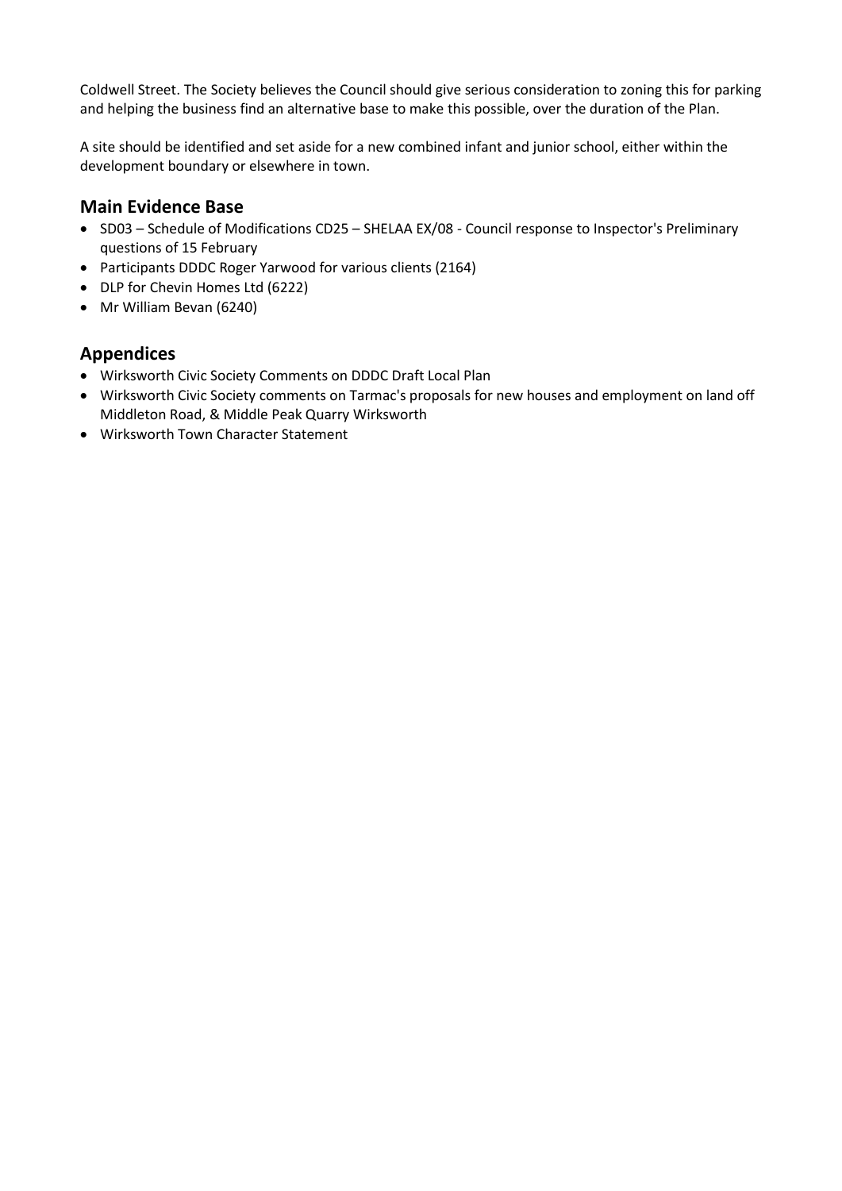Coldwell Street. The Society believes the Council should give serious consideration to zoning this for parking and helping the business find an alternative base to make this possible, over the duration of the Plan.

A site should be identified and set aside for a new combined infant and junior school, either within the development boundary or elsewhere in town.

## Main Evidence Base

- SD03 – Schedule of Modifications CD25 – SHELAA EX/08 - Council response to Inspector's Preliminary questions of 15 February
- Participants DDDC Roger Yarwood for various clients (2164)
- DLP for Chevin Homes Ltd (6222)
- Mr William Bevan (6240)

## Appendices

- Wirksworth Civic Society Comments on DDDC Draft Local Plan
- Wirksworth Civic Society comments on Tarmac's proposals for new houses and employment on land off Middleton Road, & Middle Peak Quarry Wirksworth
- Wirksworth Town Character Statement